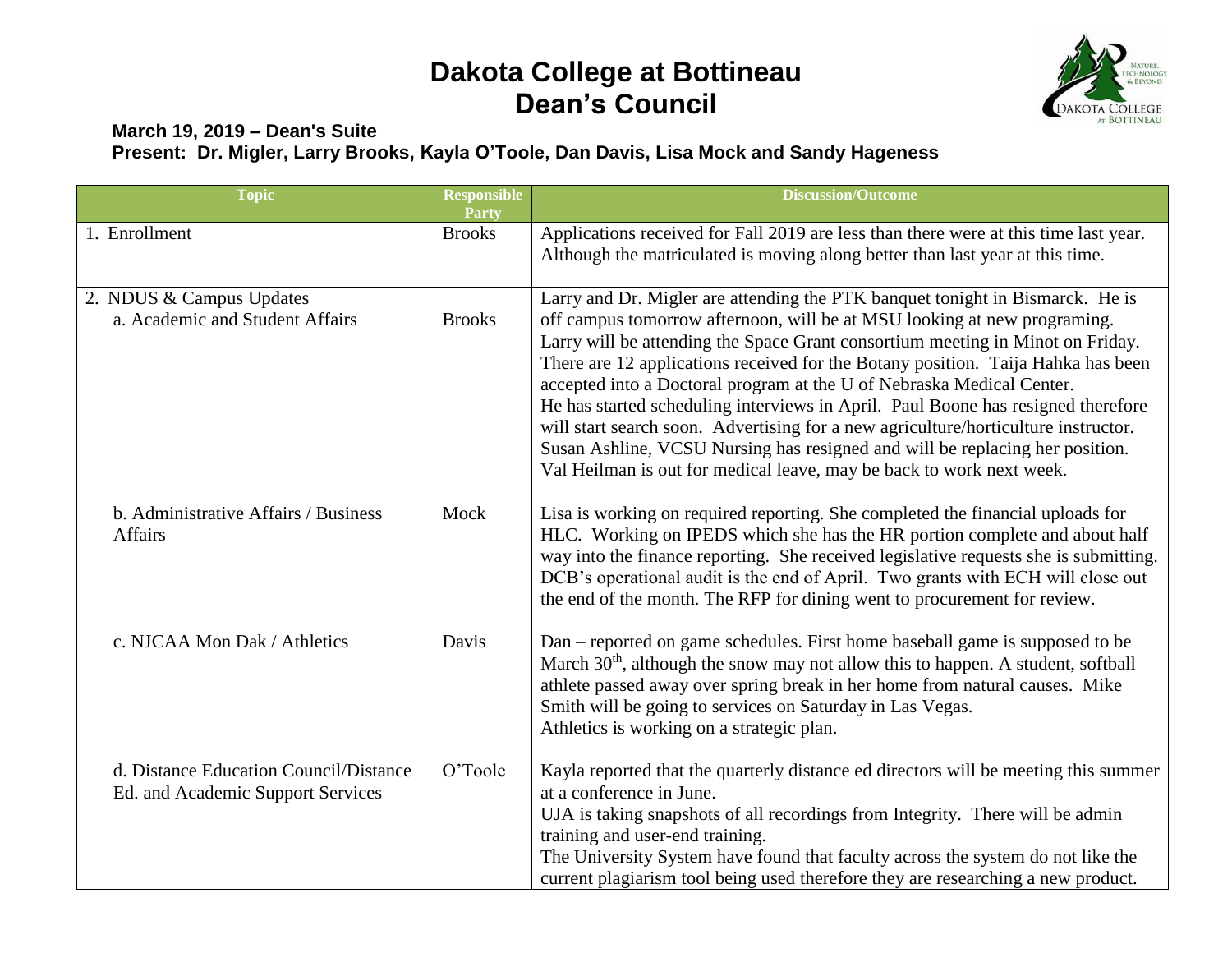# Dakota College at Bottineau
# Dean's Council

**March 19, 2019 – Dean's Suite**
**Present: Dr. Migler, Larry Brooks, Kayla O'Toole, Dan Davis, Lisa Mock and Sandy Hageness**

| Topic | Responsible Party | Discussion/Outcome |
|---|---|---|
| 1. Enrollment | Brooks | Applications received for Fall 2019 are less than there were at this time last year. Although the matriculated is moving along better than last year at this time. |
| 2. NDUS & Campus Updates<br>a. Academic and Student Affairs | Brooks | Larry and Dr. Migler are attending the PTK banquet tonight in Bismarck. He is off campus tomorrow afternoon, will be at MSU looking at new programing. Larry will be attending the Space Grant consortium meeting in Minot on Friday. There are 12 applications received for the Botany position. Taija Hahka has been accepted into a Doctoral program at the U of Nebraska Medical Center. He has started scheduling interviews in April. Paul Boone has resigned therefore will start search soon. Advertising for a new agriculture/horticulture instructor. Susan Ashline, VCSU Nursing has resigned and will be replacing her position. Val Heilman is out for medical leave, may be back to work next week. |
| b. Administrative Affairs / Business Affairs | Mock | Lisa is working on required reporting. She completed the financial uploads for HLC. Working on IPEDS which she has the HR portion complete and about half way into the finance reporting. She received legislative requests she is submitting. DCB's operational audit is the end of April. Two grants with ECH will close out the end of the month. The RFP for dining went to procurement for review. |
| c. NJCAA Mon Dak / Athletics | Davis | Dan – reported on game schedules. First home baseball game is supposed to be March 30th, although the snow may not allow this to happen. A student, softball athlete passed away over spring break in her home from natural causes. Mike Smith will be going to services on Saturday in Las Vegas.<br>Athletics is working on a strategic plan. |
| d. Distance Education Council/Distance Ed. and Academic Support Services | O'Toole | Kayla reported that the quarterly distance ed directors will be meeting this summer at a conference in June.<br>UJA is taking snapshots of all recordings from Integrity. There will be admin training and user-end training.<br>The University System have found that faculty across the system do not like the current plagiarism tool being used therefore they are researching a new product. |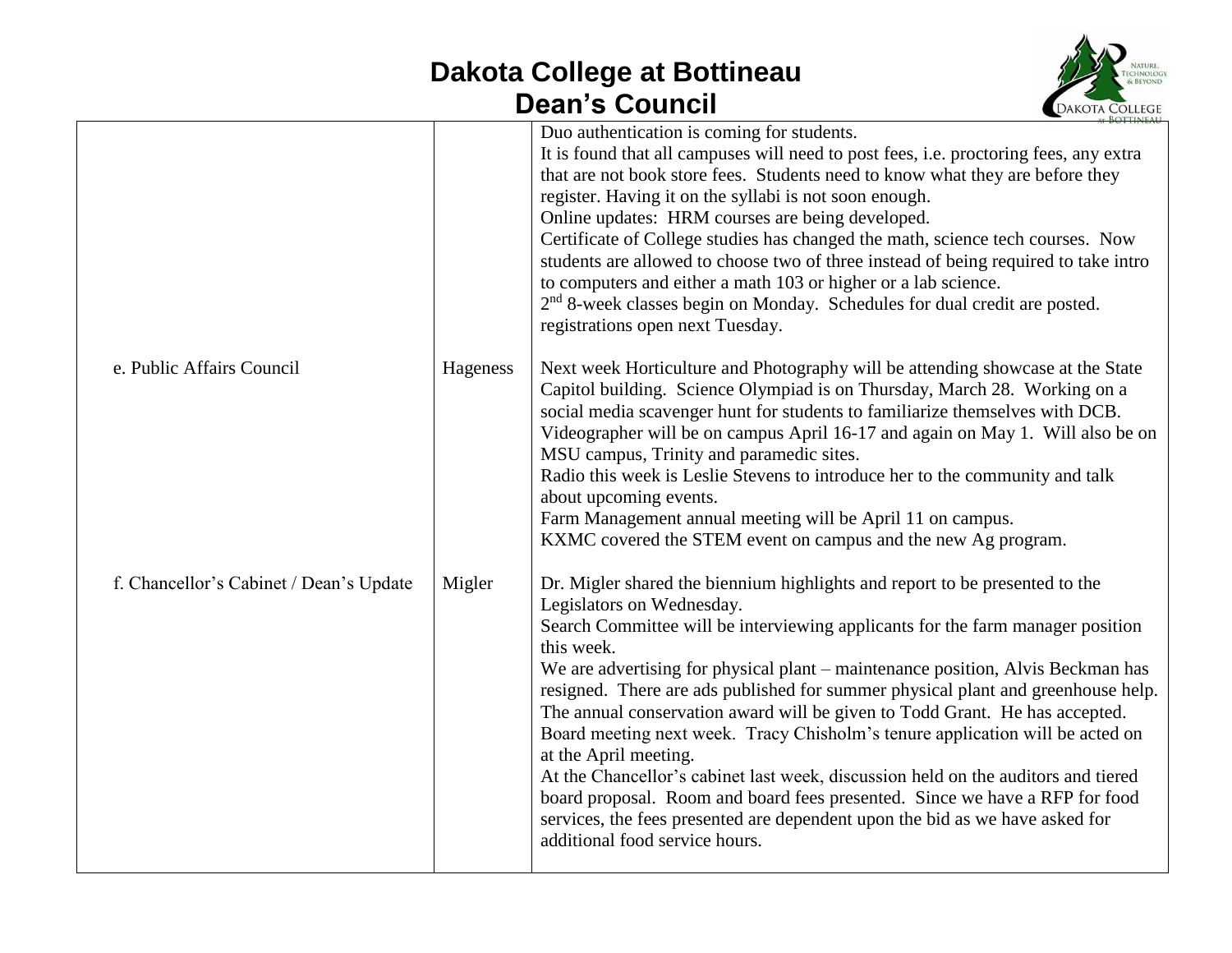# Dakota College at Bottineau
## Dean's Council

| | | |
|---|---|---|
| | | Duo authentication is coming for students.<br>It is found that all campuses will need to post fees, i.e. proctoring fees, any extra that are not book store fees. Students need to know what they are before they register. Having it on the syllabi is not soon enough.<br>Online updates: HRM courses are being developed.<br>Certificate of College studies has changed the math, science tech courses. Now students are allowed to choose two of three instead of being required to take intro to computers and either a math 103 or higher or a lab science.<br>2nd 8-week classes begin on Monday. Schedules for dual credit are posted. registrations open next Tuesday. |
| e. Public Affairs Council | Hageness | Next week Horticulture and Photography will be attending showcase at the State Capitol building. Science Olympiad is on Thursday, March 28. Working on a social media scavenger hunt for students to familiarize themselves with DCB.<br>Videographer will be on campus April 16-17 and again on May 1. Will also be on MSU campus, Trinity and paramedic sites.<br>Radio this week is Leslie Stevens to introduce her to the community and talk about upcoming events.<br>Farm Management annual meeting will be April 11 on campus.<br>KXMC covered the STEM event on campus and the new Ag program. |
| f. Chancellor's Cabinet / Dean's Update | Migler | Dr. Migler shared the biennium highlights and report to be presented to the Legislators on Wednesday.<br>Search Committee will be interviewing applicants for the farm manager position this week.<br>We are advertising for physical plant – maintenance position, Alvis Beckman has resigned. There are ads published for summer physical plant and greenhouse help.<br>The annual conservation award will be given to Todd Grant. He has accepted.<br>Board meeting next week. Tracy Chisholm's tenure application will be acted on at the April meeting.<br>At the Chancellor's cabinet last week, discussion held on the auditors and tiered board proposal. Room and board fees presented. Since we have a RFP for food services, the fees presented are dependent upon the bid as we have asked for additional food service hours. |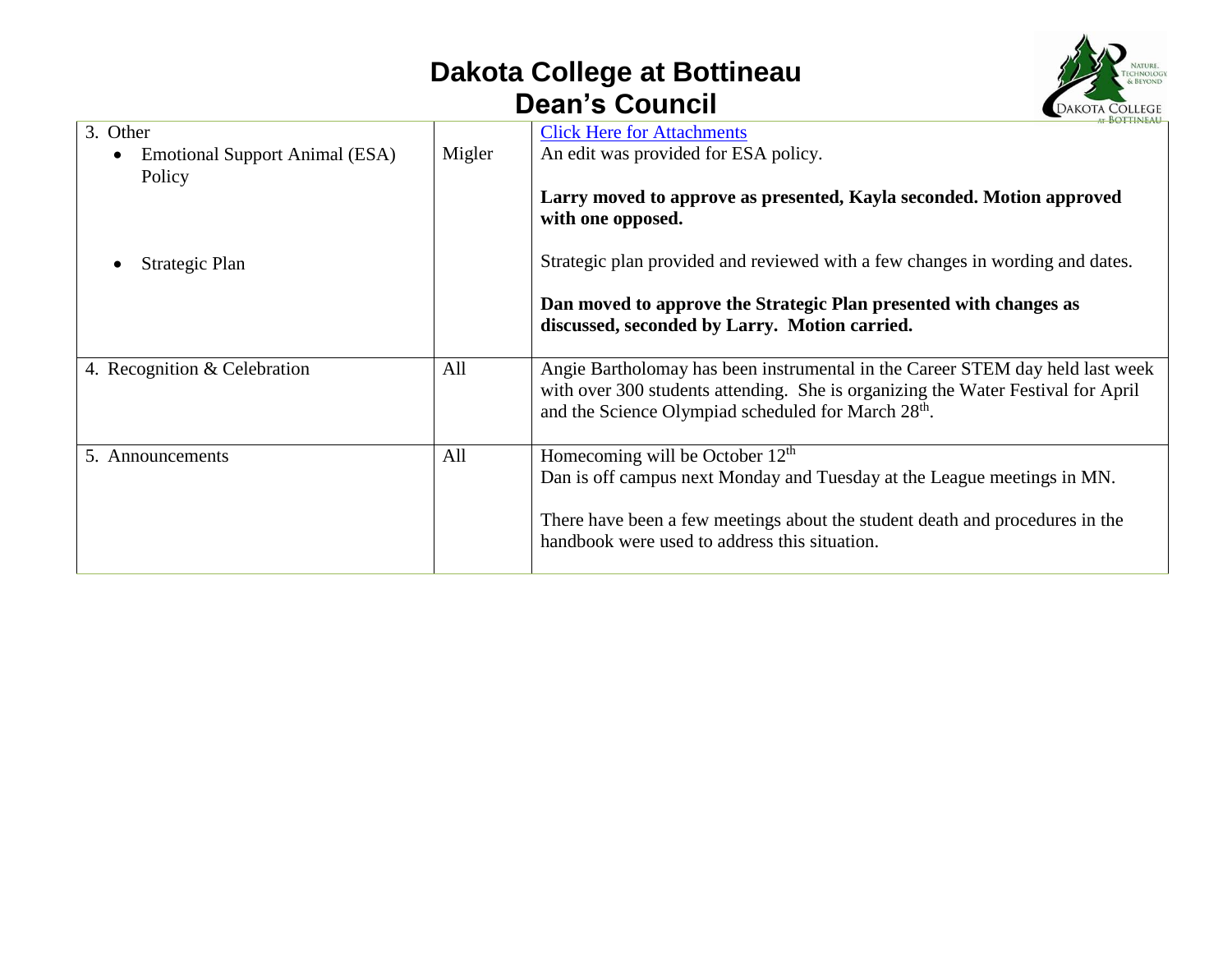# Dakota College at Bottineau
## Dean's Council

| | | |
|---|---|---|
| 3. Other<br>• Emotional Support Animal (ESA) Policy<br><br><br>• Strategic Plan | Migler | [Click Here for Attachments]<br>An edit was provided for ESA policy.<br><br>**Larry moved to approve as presented, Kayla seconded. Motion approved with one opposed.**<br><br>Strategic plan provided and reviewed with a few changes in wording and dates.<br><br>**Dan moved to approve the Strategic Plan presented with changes as discussed, seconded by Larry. Motion carried.** |
| 4. Recognition & Celebration | All | Angie Bartholomay has been instrumental in the Career STEM day held last week with over 300 students attending. She is organizing the Water Festival for April and the Science Olympiad scheduled for March 28th. |
| 5. Announcements | All | Homecoming will be October 12th<br>Dan is off campus next Monday and Tuesday at the League meetings in MN.<br><br>There have been a few meetings about the student death and procedures in the handbook were used to address this situation. |